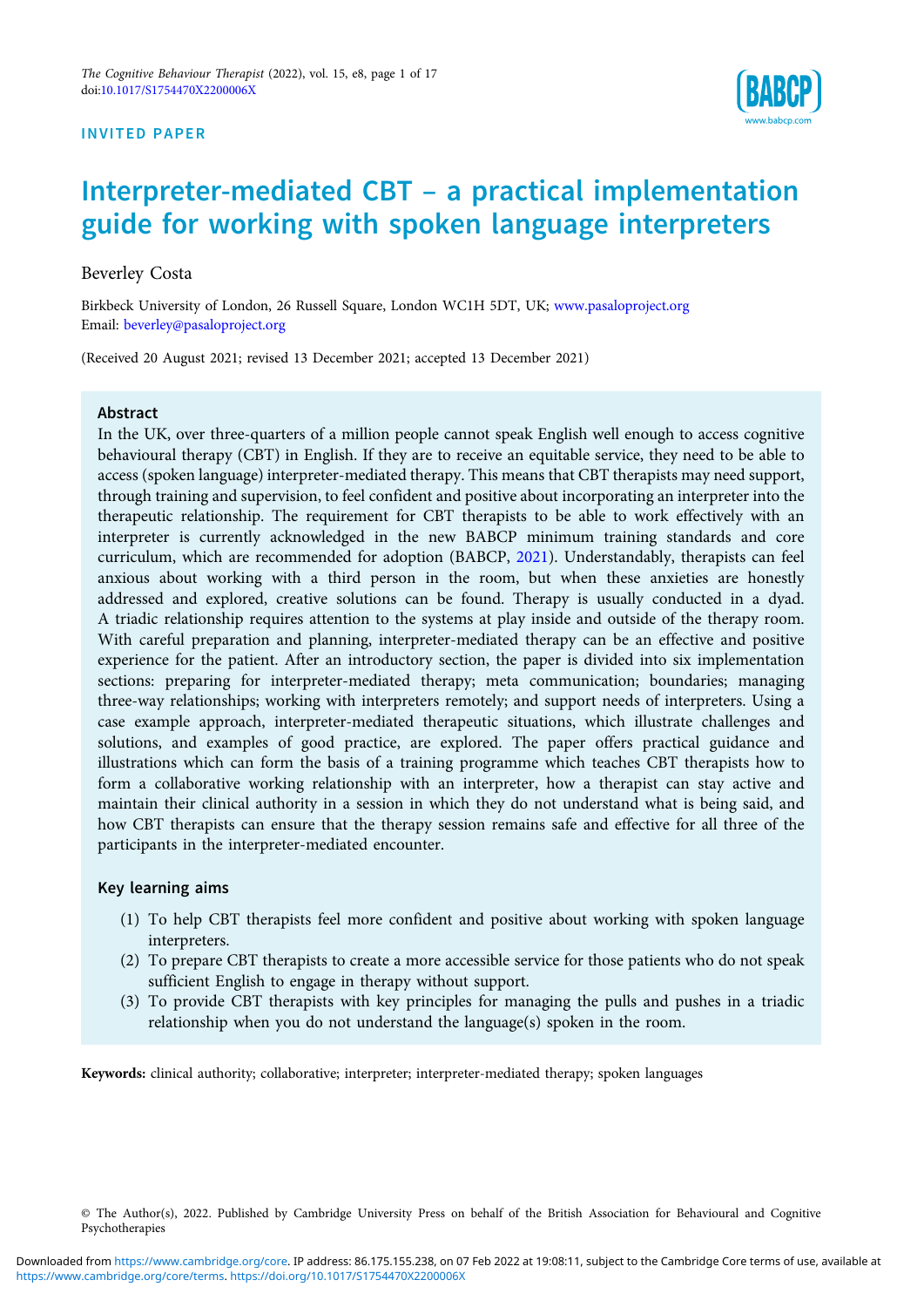INVITED PAPER

# Interpreter-mediated CBT – a practical implementation guide for working with spoken language interpreters

Beverley Costa

Birkbeck University of London, 26 Russell Square, London WC1H 5DT, UK; www.pasaloproject.org
Email: beverley@pasaloproject.org

(Received 20 August 2021; revised 13 December 2021; accepted 13 December 2021)

## Abstract

In the UK, over three-quarters of a million people cannot speak English well enough to access cognitive behavioural therapy (CBT) in English. If they are to receive an equitable service, they need to be able to access (spoken language) interpreter-mediated therapy. This means that CBT therapists may need support, through training and supervision, to feel confident and positive about incorporating an interpreter into the therapeutic relationship. The requirement for CBT therapists to be able to work effectively with an interpreter is currently acknowledged in the new BABCP minimum training standards and core curriculum, which are recommended for adoption (BABCP, 2021). Understandably, therapists can feel anxious about working with a third person in the room, but when these anxieties are honestly addressed and explored, creative solutions can be found. Therapy is usually conducted in a dyad. A triadic relationship requires attention to the systems at play inside and outside of the therapy room. With careful preparation and planning, interpreter-mediated therapy can be an effective and positive experience for the patient. After an introductory section, the paper is divided into six implementation sections: preparing for interpreter-mediated therapy; meta communication; boundaries; managing three-way relationships; working with interpreters remotely; and support needs of interpreters. Using a case example approach, interpreter-mediated therapeutic situations, which illustrate challenges and solutions, and examples of good practice, are explored. The paper offers practical guidance and illustrations which can form the basis of a training programme which teaches CBT therapists how to form a collaborative working relationship with an interpreter, how a therapist can stay active and maintain their clinical authority in a session in which they do not understand what is being said, and how CBT therapists can ensure that the therapy session remains safe and effective for all three of the participants in the interpreter-mediated encounter.

### Key learning aims

1. To help CBT therapists feel more confident and positive about working with spoken language interpreters.
2. To prepare CBT therapists to create a more accessible service for those patients who do not speak sufficient English to engage in therapy without support.
3. To provide CBT therapists with key principles for managing the pulls and pushes in a triadic relationship when you do not understand the language(s) spoken in the room.

**Keywords:** clinical authority; collaborative; interpreter; interpreter-mediated therapy; spoken languages

© The Author(s), 2022. Published by Cambridge University Press on behalf of the British Association for Behavioural and Cognitive Psychotherapies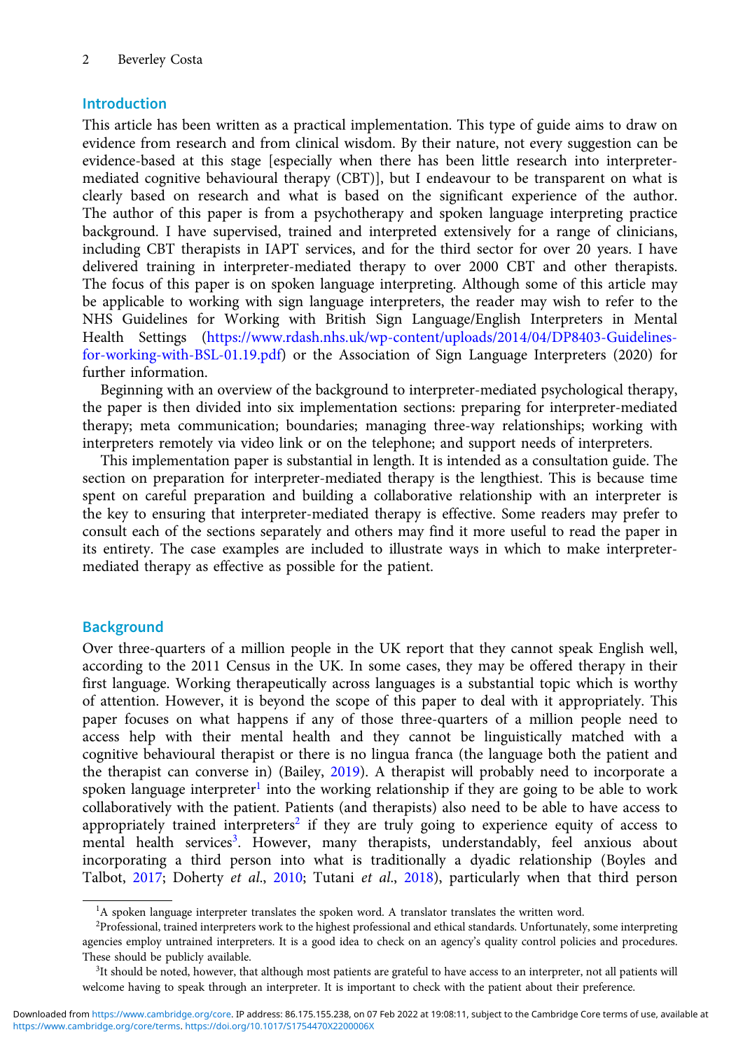## Introduction

This article has been written as a practical implementation. This type of guide aims to draw on evidence from research and from clinical wisdom. By their nature, not every suggestion can be evidence-based at this stage [especially when there has been little research into interpreter-mediated cognitive behavioural therapy (CBT)], but I endeavour to be transparent on what is clearly based on research and what is based on the significant experience of the author. The author of this paper is from a psychotherapy and spoken language interpreting practice background. I have supervised, trained and interpreted extensively for a range of clinicians, including CBT therapists in IAPT services, and for the third sector for over 20 years. I have delivered training in interpreter-mediated therapy to over 2000 CBT and other therapists. The focus of this paper is on spoken language interpreting. Although some of this article may be applicable to working with sign language interpreters, the reader may wish to refer to the NHS Guidelines for Working with British Sign Language/English Interpreters in Mental Health Settings (https://www.rdash.nhs.uk/wp-content/uploads/2014/04/DP8403-Guidelines-for-working-with-BSL-01.19.pdf) or the Association of Sign Language Interpreters (2020) for further information.

Beginning with an overview of the background to interpreter-mediated psychological therapy, the paper is then divided into six implementation sections: preparing for interpreter-mediated therapy; meta communication; boundaries; managing three-way relationships; working with interpreters remotely via video link or on the telephone; and support needs of interpreters.

This implementation paper is substantial in length. It is intended as a consultation guide. The section on preparation for interpreter-mediated therapy is the lengthiest. This is because time spent on careful preparation and building a collaborative relationship with an interpreter is the key to ensuring that interpreter-mediated therapy is effective. Some readers may prefer to consult each of the sections separately and others may find it more useful to read the paper in its entirety. The case examples are included to illustrate ways in which to make interpreter-mediated therapy as effective as possible for the patient.

## Background

Over three-quarters of a million people in the UK report that they cannot speak English well, according to the 2011 Census in the UK. In some cases, they may be offered therapy in their first language. Working therapeutically across languages is a substantial topic which is worthy of attention. However, it is beyond the scope of this paper to deal with it appropriately. This paper focuses on what happens if any of those three-quarters of a million people need to access help with their mental health and they cannot be linguistically matched with a cognitive behavioural therapist or there is no lingua franca (the language both the patient and the therapist can converse in) (Bailey, 2019). A therapist will probably need to incorporate a spoken language interpreter[1] into the working relationship if they are going to be able to work collaboratively with the patient. Patients (and therapists) also need to be able to have access to appropriately trained interpreters[2] if they are truly going to experience equity of access to mental health services[3]. However, many therapists, understandably, feel anxious about incorporating a third person into what is traditionally a dyadic relationship (Boyles and Talbot, 2017; Doherty *et al*., 2010; Tutani *et al*., 2018), particularly when that third person

---

[1]A spoken language interpreter translates the spoken word. A translator translates the written word.

[2]Professional, trained interpreters work to the highest professional and ethical standards. Unfortunately, some interpreting agencies employ untrained interpreters. It is a good idea to check on an agency's quality control policies and procedures. These should be publicly available.

[3]It should be noted, however, that although most patients are grateful to have access to an interpreter, not all patients will welcome having to speak through an interpreter. It is important to check with the patient about their preference.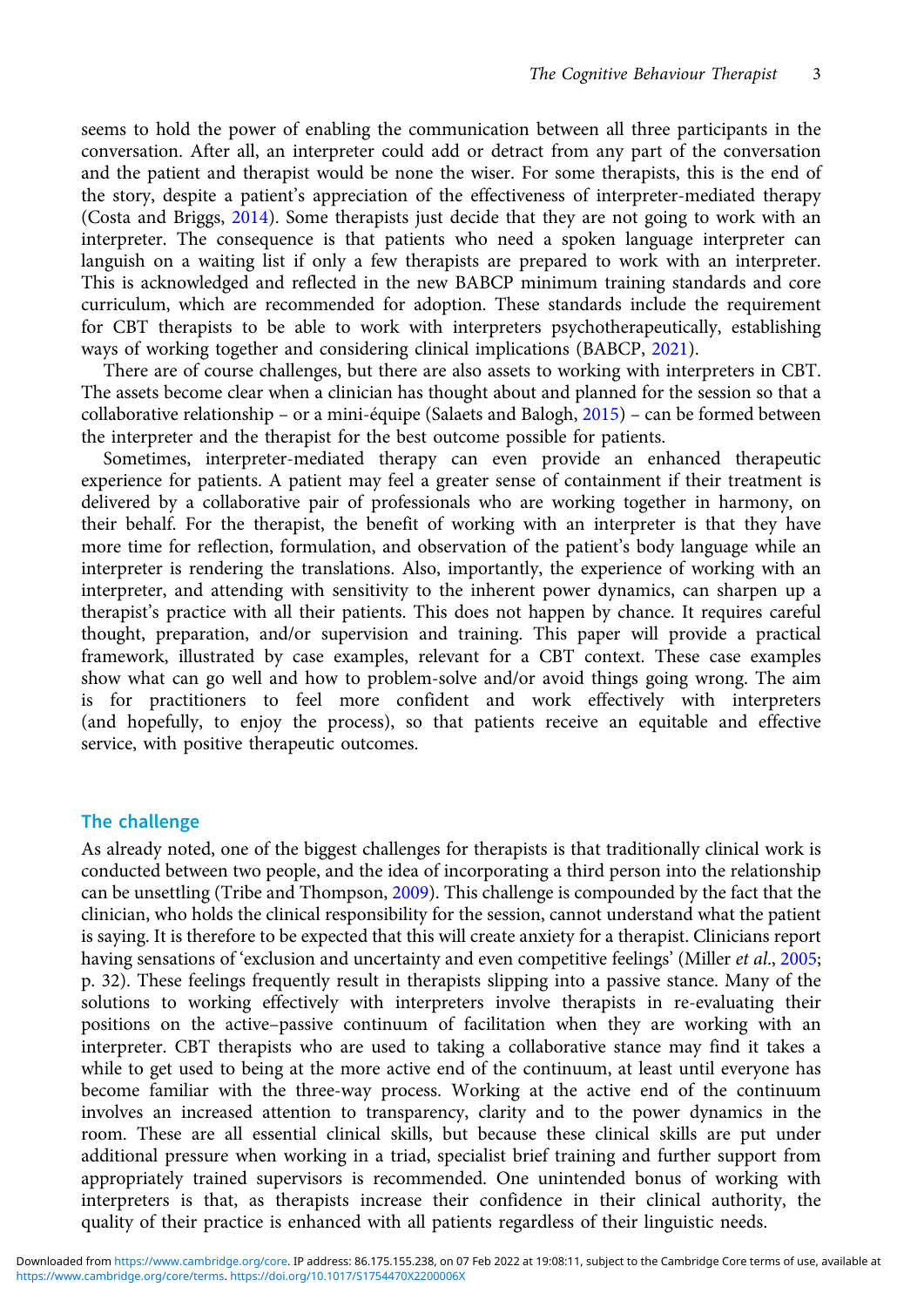seems to hold the power of enabling the communication between all three participants in the conversation. After all, an interpreter could add or detract from any part of the conversation and the patient and therapist would be none the wiser. For some therapists, this is the end of the story, despite a patient's appreciation of the effectiveness of interpreter-mediated therapy (Costa and Briggs, 2014). Some therapists just decide that they are not going to work with an interpreter. The consequence is that patients who need a spoken language interpreter can languish on a waiting list if only a few therapists are prepared to work with an interpreter. This is acknowledged and reflected in the new BABCP minimum training standards and core curriculum, which are recommended for adoption. These standards include the requirement for CBT therapists to be able to work with interpreters psychotherapeutically, establishing ways of working together and considering clinical implications (BABCP, 2021).

There are of course challenges, but there are also assets to working with interpreters in CBT. The assets become clear when a clinician has thought about and planned for the session so that a collaborative relationship – or a mini-équipe (Salaets and Balogh, 2015) – can be formed between the interpreter and the therapist for the best outcome possible for patients.

Sometimes, interpreter-mediated therapy can even provide an enhanced therapeutic experience for patients. A patient may feel a greater sense of containment if their treatment is delivered by a collaborative pair of professionals who are working together in harmony, on their behalf. For the therapist, the benefit of working with an interpreter is that they have more time for reflection, formulation, and observation of the patient's body language while an interpreter is rendering the translations. Also, importantly, the experience of working with an interpreter, and attending with sensitivity to the inherent power dynamics, can sharpen up a therapist's practice with all their patients. This does not happen by chance. It requires careful thought, preparation, and/or supervision and training. This paper will provide a practical framework, illustrated by case examples, relevant for a CBT context. These case examples show what can go well and how to problem-solve and/or avoid things going wrong. The aim is for practitioners to feel more confident and work effectively with interpreters (and hopefully, to enjoy the process), so that patients receive an equitable and effective service, with positive therapeutic outcomes.

## The challenge

As already noted, one of the biggest challenges for therapists is that traditionally clinical work is conducted between two people, and the idea of incorporating a third person into the relationship can be unsettling (Tribe and Thompson, 2009). This challenge is compounded by the fact that the clinician, who holds the clinical responsibility for the session, cannot understand what the patient is saying. It is therefore to be expected that this will create anxiety for a therapist. Clinicians report having sensations of 'exclusion and uncertainty and even competitive feelings' (Miller *et al*., 2005; p. 32). These feelings frequently result in therapists slipping into a passive stance. Many of the solutions to working effectively with interpreters involve therapists in re-evaluating their positions on the active–passive continuum of facilitation when they are working with an interpreter. CBT therapists who are used to taking a collaborative stance may find it takes a while to get used to being at the more active end of the continuum, at least until everyone has become familiar with the three-way process. Working at the active end of the continuum involves an increased attention to transparency, clarity and to the power dynamics in the room. These are all essential clinical skills, but because these clinical skills are put under additional pressure when working in a triad, specialist brief training and further support from appropriately trained supervisors is recommended. One unintended bonus of working with interpreters is that, as therapists increase their confidence in their clinical authority, the quality of their practice is enhanced with all patients regardless of their linguistic needs.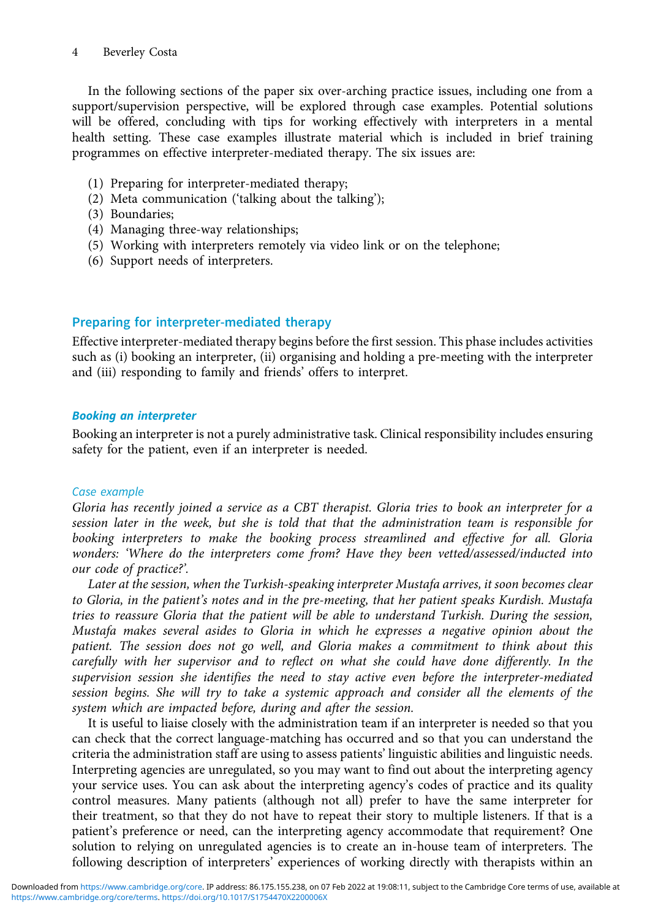In the following sections of the paper six over-arching practice issues, including one from a support/supervision perspective, will be explored through case examples. Potential solutions will be offered, concluding with tips for working effectively with interpreters in a mental health setting. These case examples illustrate material which is included in brief training programmes on effective interpreter-mediated therapy. The six issues are:

(1) Preparing for interpreter-mediated therapy;
(2) Meta communication ('talking about the talking');
(3) Boundaries;
(4) Managing three-way relationships;
(5) Working with interpreters remotely via video link or on the telephone;
(6) Support needs of interpreters.

## Preparing for interpreter-mediated therapy

Effective interpreter-mediated therapy begins before the first session. This phase includes activities such as (i) booking an interpreter, (ii) organising and holding a pre-meeting with the interpreter and (iii) responding to family and friends' offers to interpret.

### *Booking an interpreter*

Booking an interpreter is not a purely administrative task. Clinical responsibility includes ensuring safety for the patient, even if an interpreter is needed.

#### Case example

*Gloria has recently joined a service as a CBT therapist. Gloria tries to book an interpreter for a session later in the week, but she is told that that the administration team is responsible for booking interpreters to make the booking process streamlined and effective for all. Gloria wonders: 'Where do the interpreters come from? Have they been vetted/assessed/inducted into our code of practice?'.*

*Later at the session, when the Turkish-speaking interpreter Mustafa arrives, it soon becomes clear to Gloria, in the patient's notes and in the pre-meeting, that her patient speaks Kurdish. Mustafa tries to reassure Gloria that the patient will be able to understand Turkish. During the session, Mustafa makes several asides to Gloria in which he expresses a negative opinion about the patient. The session does not go well, and Gloria makes a commitment to think about this carefully with her supervisor and to reflect on what she could have done differently. In the supervision session she identifies the need to stay active even before the interpreter-mediated session begins. She will try to take a systemic approach and consider all the elements of the system which are impacted before, during and after the session.*

It is useful to liaise closely with the administration team if an interpreter is needed so that you can check that the correct language-matching has occurred and so that you can understand the criteria the administration staff are using to assess patients' linguistic abilities and linguistic needs. Interpreting agencies are unregulated, so you may want to find out about the interpreting agency your service uses. You can ask about the interpreting agency's codes of practice and its quality control measures. Many patients (although not all) prefer to have the same interpreter for their treatment, so that they do not have to repeat their story to multiple listeners. If that is a patient's preference or need, can the interpreting agency accommodate that requirement? One solution to relying on unregulated agencies is to create an in-house team of interpreters. The following description of interpreters' experiences of working directly with therapists within an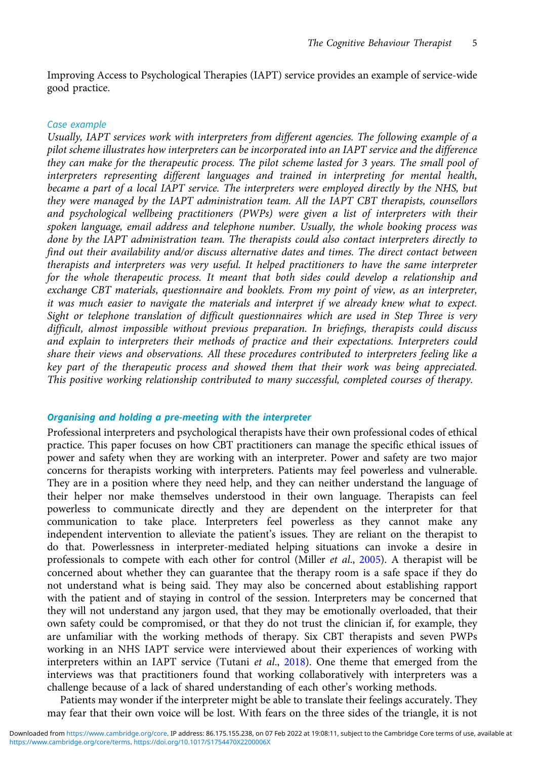Improving Access to Psychological Therapies (IAPT) service provides an example of service-wide good practice.

*Case example*

*Usually, IAPT services work with interpreters from different agencies. The following example of a pilot scheme illustrates how interpreters can be incorporated into an IAPT service and the difference they can make for the therapeutic process. The pilot scheme lasted for 3 years. The small pool of interpreters representing different languages and trained in interpreting for mental health, became a part of a local IAPT service. The interpreters were employed directly by the NHS, but they were managed by the IAPT administration team. All the IAPT CBT therapists, counsellors and psychological wellbeing practitioners (PWPs) were given a list of interpreters with their spoken language, email address and telephone number. Usually, the whole booking process was done by the IAPT administration team. The therapists could also contact interpreters directly to find out their availability and/or discuss alternative dates and times. The direct contact between therapists and interpreters was very useful. It helped practitioners to have the same interpreter for the whole therapeutic process. It meant that both sides could develop a relationship and exchange CBT materials, questionnaire and booklets. From my point of view, as an interpreter, it was much easier to navigate the materials and interpret if we already knew what to expect. Sight or telephone translation of difficult questionnaires which are used in Step Three is very difficult, almost impossible without previous preparation. In briefings, therapists could discuss and explain to interpreters their methods of practice and their expectations. Interpreters could share their views and observations. All these procedures contributed to interpreters feeling like a key part of the therapeutic process and showed them that their work was being appreciated. This positive working relationship contributed to many successful, completed courses of therapy.*

### Organising and holding a pre-meeting with the interpreter

Professional interpreters and psychological therapists have their own professional codes of ethical practice. This paper focuses on how CBT practitioners can manage the specific ethical issues of power and safety when they are working with an interpreter. Power and safety are two major concerns for therapists working with interpreters. Patients may feel powerless and vulnerable. They are in a position where they need help, and they can neither understand the language of their helper nor make themselves understood in their own language. Therapists can feel powerless to communicate directly and they are dependent on the interpreter for that communication to take place. Interpreters feel powerless as they cannot make any independent intervention to alleviate the patient's issues. They are reliant on the therapist to do that. Powerlessness in interpreter-mediated helping situations can invoke a desire in professionals to compete with each other for control (Miller *et al*., 2005). A therapist will be concerned about whether they can guarantee that the therapy room is a safe space if they do not understand what is being said. They may also be concerned about establishing rapport with the patient and of staying in control of the session. Interpreters may be concerned that they will not understand any jargon used, that they may be emotionally overloaded, that their own safety could be compromised, or that they do not trust the clinician if, for example, they are unfamiliar with the working methods of therapy. Six CBT therapists and seven PWPs working in an NHS IAPT service were interviewed about their experiences of working with interpreters within an IAPT service (Tutani *et al*., 2018). One theme that emerged from the interviews was that practitioners found that working collaboratively with interpreters was a challenge because of a lack of shared understanding of each other's working methods.

Patients may wonder if the interpreter might be able to translate their feelings accurately. They may fear that their own voice will be lost. With fears on the three sides of the triangle, it is not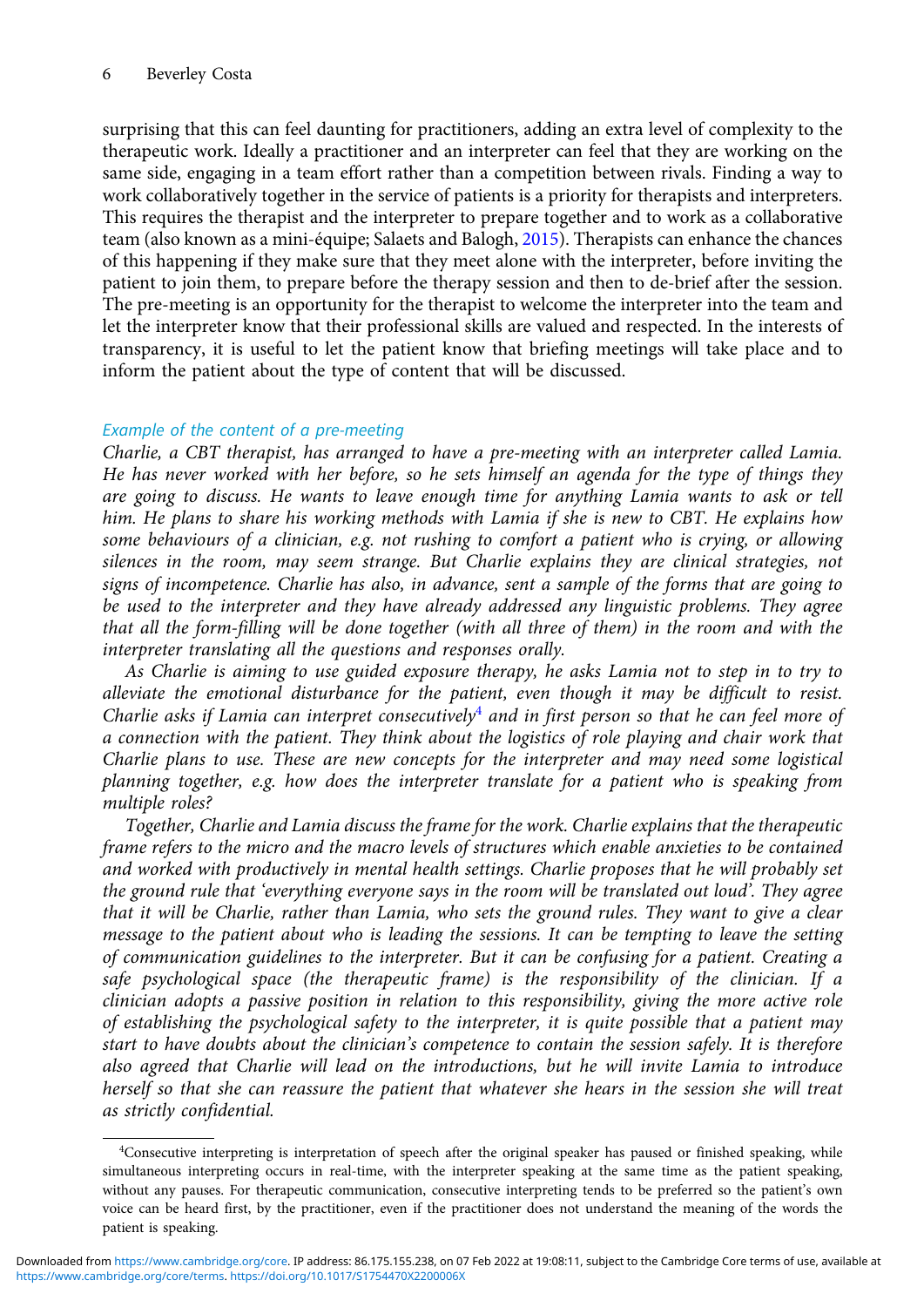surprising that this can feel daunting for practitioners, adding an extra level of complexity to the therapeutic work. Ideally a practitioner and an interpreter can feel that they are working on the same side, engaging in a team effort rather than a competition between rivals. Finding a way to work collaboratively together in the service of patients is a priority for therapists and interpreters. This requires the therapist and the interpreter to prepare together and to work as a collaborative team (also known as a mini-équipe; Salaets and Balogh, 2015). Therapists can enhance the chances of this happening if they make sure that they meet alone with the interpreter, before inviting the patient to join them, to prepare before the therapy session and then to de-brief after the session. The pre-meeting is an opportunity for the therapist to welcome the interpreter into the team and let the interpreter know that their professional skills are valued and respected. In the interests of transparency, it is useful to let the patient know that briefing meetings will take place and to inform the patient about the type of content that will be discussed.

### *Example of the content of a pre-meeting*

*Charlie, a CBT therapist, has arranged to have a pre-meeting with an interpreter called Lamia. He has never worked with her before, so he sets himself an agenda for the type of things they are going to discuss. He wants to leave enough time for anything Lamia wants to ask or tell him. He plans to share his working methods with Lamia if she is new to CBT. He explains how some behaviours of a clinician, e.g. not rushing to comfort a patient who is crying, or allowing silences in the room, may seem strange. But Charlie explains they are clinical strategies, not signs of incompetence. Charlie has also, in advance, sent a sample of the forms that are going to be used to the interpreter and they have already addressed any linguistic problems. They agree that all the form-filling will be done together (with all three of them) in the room and with the interpreter translating all the questions and responses orally.*

*As Charlie is aiming to use guided exposure therapy, he asks Lamia not to step in to try to alleviate the emotional disturbance for the patient, even though it may be difficult to resist. Charlie asks if Lamia can interpret consecutively[4] and in first person so that he can feel more of a connection with the patient. They think about the logistics of role playing and chair work that Charlie plans to use. These are new concepts for the interpreter and may need some logistical planning together, e.g. how does the interpreter translate for a patient who is speaking from multiple roles?*

*Together, Charlie and Lamia discuss the frame for the work. Charlie explains that the therapeutic frame refers to the micro and the macro levels of structures which enable anxieties to be contained and worked with productively in mental health settings. Charlie proposes that he will probably set the ground rule that 'everything everyone says in the room will be translated out loud'. They agree that it will be Charlie, rather than Lamia, who sets the ground rules. They want to give a clear message to the patient about who is leading the sessions. It can be tempting to leave the setting of communication guidelines to the interpreter. But it can be confusing for a patient. Creating a safe psychological space (the therapeutic frame) is the responsibility of the clinician. If a clinician adopts a passive position in relation to this responsibility, giving the more active role of establishing the psychological safety to the interpreter, it is quite possible that a patient may start to have doubts about the clinician's competence to contain the session safely. It is therefore also agreed that Charlie will lead on the introductions, but he will invite Lamia to introduce herself so that she can reassure the patient that whatever she hears in the session she will treat as strictly confidential.*

[4]Consecutive interpreting is interpretation of speech after the original speaker has paused or finished speaking, while simultaneous interpreting occurs in real-time, with the interpreter speaking at the same time as the patient speaking, without any pauses. For therapeutic communication, consecutive interpreting tends to be preferred so the patient's own voice can be heard first, by the practitioner, even if the practitioner does not understand the meaning of the words the patient is speaking.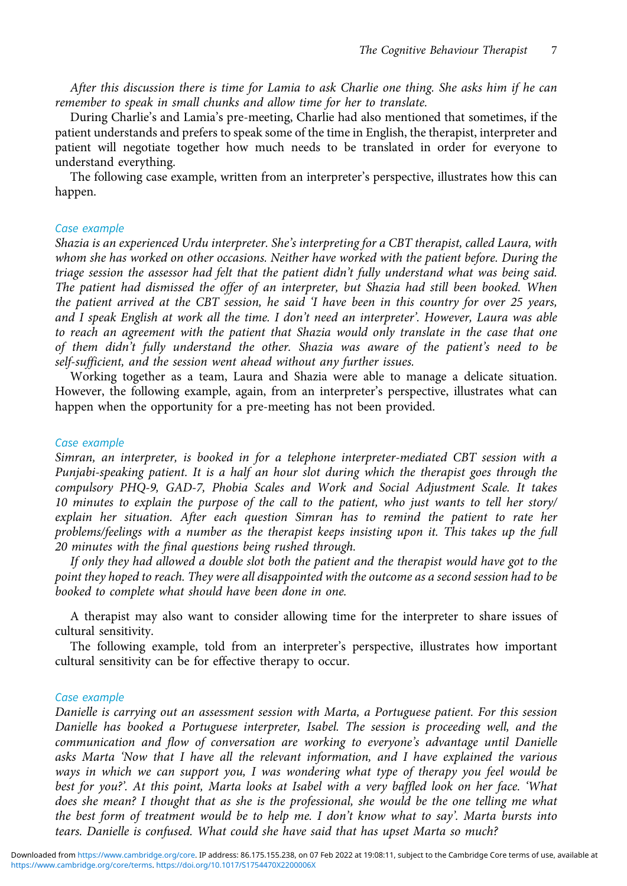*After this discussion there is time for Lamia to ask Charlie one thing. She asks him if he can remember to speak in small chunks and allow time for her to translate.*

During Charlie's and Lamia's pre-meeting, Charlie had also mentioned that sometimes, if the patient understands and prefers to speak some of the time in English, the therapist, interpreter and patient will negotiate together how much needs to be translated in order for everyone to understand everything.

The following case example, written from an interpreter's perspective, illustrates how this can happen.

### Case example

*Shazia is an experienced Urdu interpreter. She's interpreting for a CBT therapist, called Laura, with whom she has worked on other occasions. Neither have worked with the patient before. During the triage session the assessor had felt that the patient didn't fully understand what was being said. The patient had dismissed the offer of an interpreter, but Shazia had still been booked. When the patient arrived at the CBT session, he said 'I have been in this country for over 25 years, and I speak English at work all the time. I don't need an interpreter'. However, Laura was able to reach an agreement with the patient that Shazia would only translate in the case that one of them didn't fully understand the other. Shazia was aware of the patient's need to be self-sufficient, and the session went ahead without any further issues.*

Working together as a team, Laura and Shazia were able to manage a delicate situation. However, the following example, again, from an interpreter's perspective, illustrates what can happen when the opportunity for a pre-meeting has not been provided.

### Case example

*Simran, an interpreter, is booked in for a telephone interpreter-mediated CBT session with a Punjabi-speaking patient. It is a half an hour slot during which the therapist goes through the compulsory PHQ-9, GAD-7, Phobia Scales and Work and Social Adjustment Scale. It takes 10 minutes to explain the purpose of the call to the patient, who just wants to tell her story/explain her situation. After each question Simran has to remind the patient to rate her problems/feelings with a number as the therapist keeps insisting upon it. This takes up the full 20 minutes with the final questions being rushed through.*

*If only they had allowed a double slot both the patient and the therapist would have got to the point they hoped to reach. They were all disappointed with the outcome as a second session had to be booked to complete what should have been done in one.*

A therapist may also want to consider allowing time for the interpreter to share issues of cultural sensitivity.

The following example, told from an interpreter's perspective, illustrates how important cultural sensitivity can be for effective therapy to occur.

### Case example

*Danielle is carrying out an assessment session with Marta, a Portuguese patient. For this session Danielle has booked a Portuguese interpreter, Isabel. The session is proceeding well, and the communication and flow of conversation are working to everyone's advantage until Danielle asks Marta 'Now that I have all the relevant information, and I have explained the various ways in which we can support you, I was wondering what type of therapy you feel would be best for you?'. At this point, Marta looks at Isabel with a very baffled look on her face. 'What does she mean? I thought that as she is the professional, she would be the one telling me what the best form of treatment would be to help me. I don't know what to say'. Marta bursts into tears. Danielle is confused. What could she have said that has upset Marta so much?*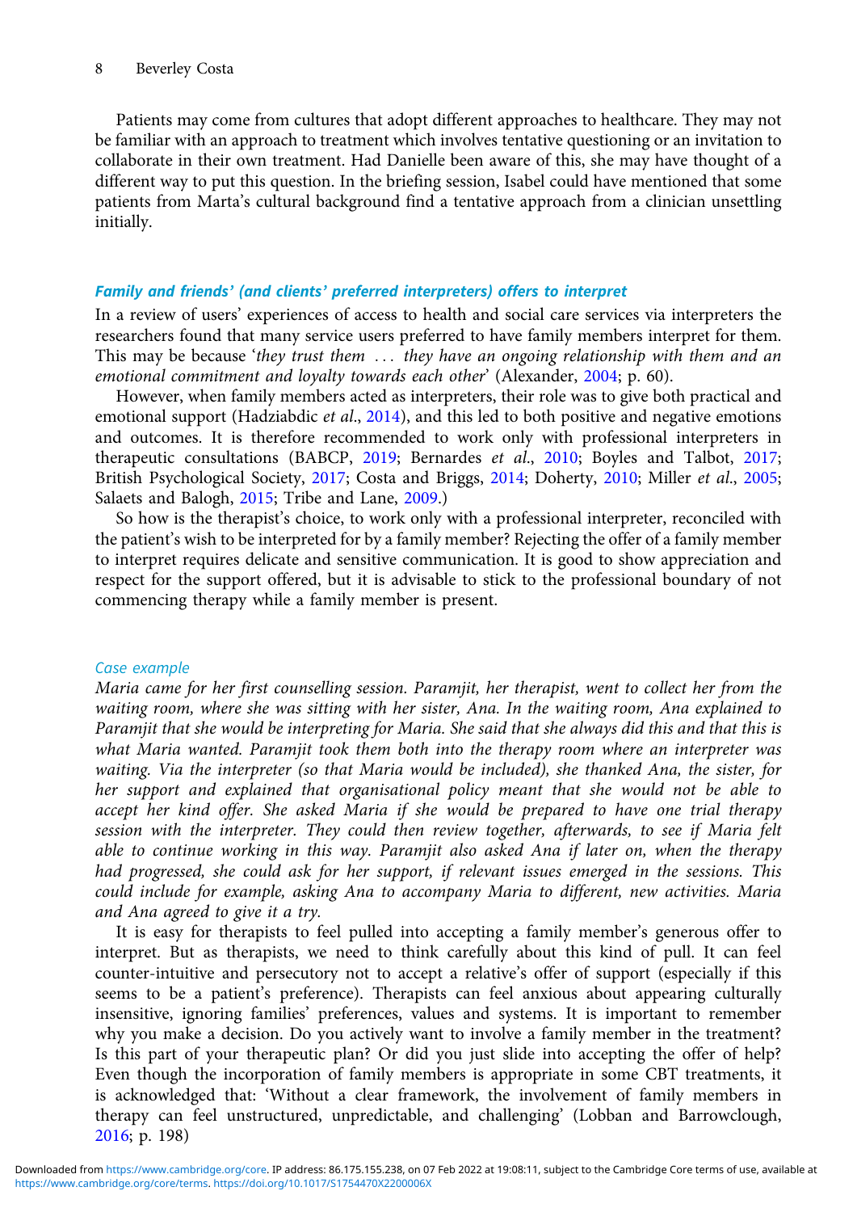Patients may come from cultures that adopt different approaches to healthcare. They may not be familiar with an approach to treatment which involves tentative questioning or an invitation to collaborate in their own treatment. Had Danielle been aware of this, she may have thought of a different way to put this question. In the briefing session, Isabel could have mentioned that some patients from Marta's cultural background find a tentative approach from a clinician unsettling initially.

### *Family and friends' (and clients' preferred interpreters) offers to interpret*

In a review of users' experiences of access to health and social care services via interpreters the researchers found that many service users preferred to have family members interpret for them. This may be because '*they trust them … they have an ongoing relationship with them and an emotional commitment and loyalty towards each other*' (Alexander, 2004; p. 60).

However, when family members acted as interpreters, their role was to give both practical and emotional support (Hadziabdic *et al*., 2014), and this led to both positive and negative emotions and outcomes. It is therefore recommended to work only with professional interpreters in therapeutic consultations (BABCP, 2019; Bernardes *et al*., 2010; Boyles and Talbot, 2017; British Psychological Society, 2017; Costa and Briggs, 2014; Doherty, 2010; Miller *et al*., 2005; Salaets and Balogh, 2015; Tribe and Lane, 2009.)

So how is the therapist's choice, to work only with a professional interpreter, reconciled with the patient's wish to be interpreted for by a family member? Rejecting the offer of a family member to interpret requires delicate and sensitive communication. It is good to show appreciation and respect for the support offered, but it is advisable to stick to the professional boundary of not commencing therapy while a family member is present.

#### *Case example*

*Maria came for her first counselling session. Paramjit, her therapist, went to collect her from the waiting room, where she was sitting with her sister, Ana. In the waiting room, Ana explained to Paramjit that she would be interpreting for Maria. She said that she always did this and that this is what Maria wanted. Paramjit took them both into the therapy room where an interpreter was waiting. Via the interpreter (so that Maria would be included), she thanked Ana, the sister, for her support and explained that organisational policy meant that she would not be able to accept her kind offer. She asked Maria if she would be prepared to have one trial therapy session with the interpreter. They could then review together, afterwards, to see if Maria felt able to continue working in this way. Paramjit also asked Ana if later on, when the therapy had progressed, she could ask for her support, if relevant issues emerged in the sessions. This could include for example, asking Ana to accompany Maria to different, new activities. Maria and Ana agreed to give it a try.*

It is easy for therapists to feel pulled into accepting a family member's generous offer to interpret. But as therapists, we need to think carefully about this kind of pull. It can feel counter-intuitive and persecutory not to accept a relative's offer of support (especially if this seems to be a patient's preference). Therapists can feel anxious about appearing culturally insensitive, ignoring families' preferences, values and systems. It is important to remember why you make a decision. Do you actively want to involve a family member in the treatment? Is this part of your therapeutic plan? Or did you just slide into accepting the offer of help? Even though the incorporation of family members is appropriate in some CBT treatments, it is acknowledged that: 'Without a clear framework, the involvement of family members in therapy can feel unstructured, unpredictable, and challenging' (Lobban and Barrowclough, 2016; p. 198)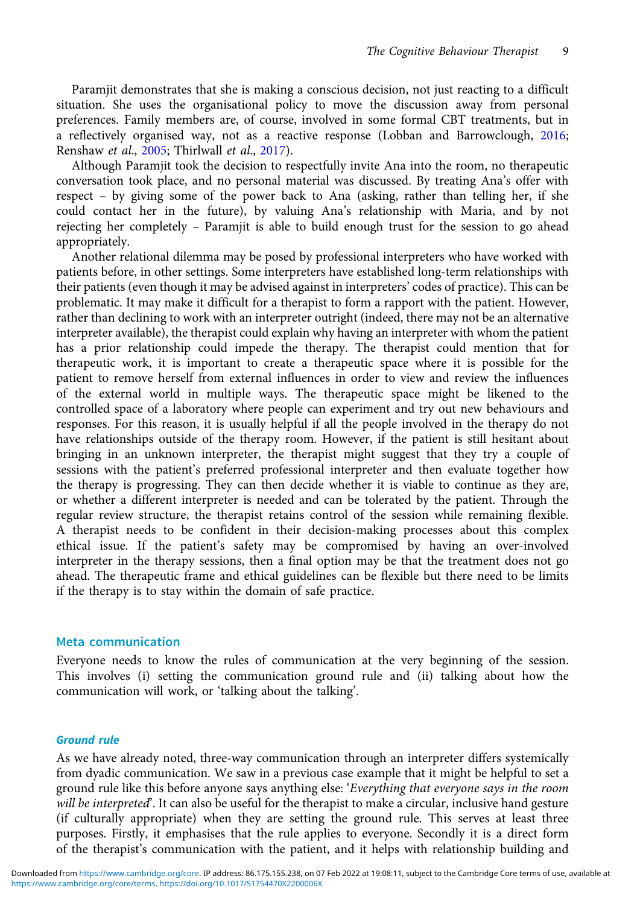Paramjit demonstrates that she is making a conscious decision, not just reacting to a difficult situation. She uses the organisational policy to move the discussion away from personal preferences. Family members are, of course, involved in some formal CBT treatments, but in a reflectively organised way, not as a reactive response (Lobban and Barrowclough, 2016; Renshaw *et al*., 2005; Thirlwall *et al*., 2017).

Although Paramjit took the decision to respectfully invite Ana into the room, no therapeutic conversation took place, and no personal material was discussed. By treating Ana's offer with respect – by giving some of the power back to Ana (asking, rather than telling her, if she could contact her in the future), by valuing Ana's relationship with Maria, and by not rejecting her completely – Paramjit is able to build enough trust for the session to go ahead appropriately.

Another relational dilemma may be posed by professional interpreters who have worked with patients before, in other settings. Some interpreters have established long-term relationships with their patients (even though it may be advised against in interpreters' codes of practice). This can be problematic. It may make it difficult for a therapist to form a rapport with the patient. However, rather than declining to work with an interpreter outright (indeed, there may not be an alternative interpreter available), the therapist could explain why having an interpreter with whom the patient has a prior relationship could impede the therapy. The therapist could mention that for therapeutic work, it is important to create a therapeutic space where it is possible for the patient to remove herself from external influences in order to view and review the influences of the external world in multiple ways. The therapeutic space might be likened to the controlled space of a laboratory where people can experiment and try out new behaviours and responses. For this reason, it is usually helpful if all the people involved in the therapy do not have relationships outside of the therapy room. However, if the patient is still hesitant about bringing in an unknown interpreter, the therapist might suggest that they try a couple of sessions with the patient's preferred professional interpreter and then evaluate together how the therapy is progressing. They can then decide whether it is viable to continue as they are, or whether a different interpreter is needed and can be tolerated by the patient. Through the regular review structure, the therapist retains control of the session while remaining flexible. A therapist needs to be confident in their decision-making processes about this complex ethical issue. If the patient's safety may be compromised by having an over-involved interpreter in the therapy sessions, then a final option may be that the treatment does not go ahead. The therapeutic frame and ethical guidelines can be flexible but there need to be limits if the therapy is to stay within the domain of safe practice.

## Meta communication

Everyone needs to know the rules of communication at the very beginning of the session. This involves (i) setting the communication ground rule and (ii) talking about how the communication will work, or 'talking about the talking'.

### *Ground rule*

As we have already noted, three-way communication through an interpreter differs systemically from dyadic communication. We saw in a previous case example that it might be helpful to set a ground rule like this before anyone says anything else: '*Everything that everyone says in the room will be interpreted*'. It can also be useful for the therapist to make a circular, inclusive hand gesture (if culturally appropriate) when they are setting the ground rule. This serves at least three purposes. Firstly, it emphasises that the rule applies to everyone. Secondly it is a direct form of the therapist's communication with the patient, and it helps with relationship building and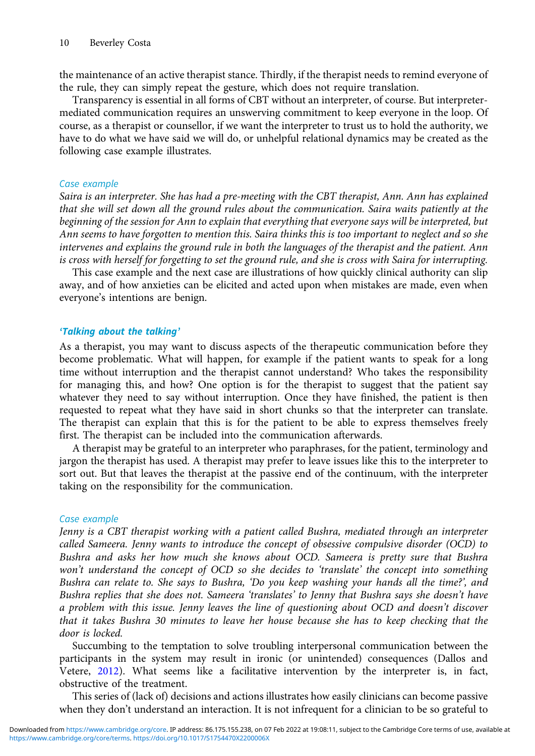the maintenance of an active therapist stance. Thirdly, if the therapist needs to remind everyone of the rule, they can simply repeat the gesture, which does not require translation.

Transparency is essential in all forms of CBT without an interpreter, of course. But interpreter-mediated communication requires an unswerving commitment to keep everyone in the loop. Of course, as a therapist or counsellor, if we want the interpreter to trust us to hold the authority, we have to do what we have said we will do, or unhelpful relational dynamics may be created as the following case example illustrates.

*Case example*

*Saira is an interpreter. She has had a pre-meeting with the CBT therapist, Ann. Ann has explained that she will set down all the ground rules about the communication. Saira waits patiently at the beginning of the session for Ann to explain that everything that everyone says will be interpreted, but Ann seems to have forgotten to mention this. Saira thinks this is too important to neglect and so she intervenes and explains the ground rule in both the languages of the therapist and the patient. Ann is cross with herself for forgetting to set the ground rule, and she is cross with Saira for interrupting.*

This case example and the next case are illustrations of how quickly clinical authority can slip away, and of how anxieties can be elicited and acted upon when mistakes are made, even when everyone's intentions are benign.

### *'Talking about the talking'*

As a therapist, you may want to discuss aspects of the therapeutic communication before they become problematic. What will happen, for example if the patient wants to speak for a long time without interruption and the therapist cannot understand? Who takes the responsibility for managing this, and how? One option is for the therapist to suggest that the patient say whatever they need to say without interruption. Once they have finished, the patient is then requested to repeat what they have said in short chunks so that the interpreter can translate. The therapist can explain that this is for the patient to be able to express themselves freely first. The therapist can be included into the communication afterwards.

A therapist may be grateful to an interpreter who paraphrases, for the patient, terminology and jargon the therapist has used. A therapist may prefer to leave issues like this to the interpreter to sort out. But that leaves the therapist at the passive end of the continuum, with the interpreter taking on the responsibility for the communication.

*Case example*

*Jenny is a CBT therapist working with a patient called Bushra, mediated through an interpreter called Sameera. Jenny wants to introduce the concept of obsessive compulsive disorder (OCD) to Bushra and asks her how much she knows about OCD. Sameera is pretty sure that Bushra won't understand the concept of OCD so she decides to 'translate' the concept into something Bushra can relate to. She says to Bushra, 'Do you keep washing your hands all the time?', and Bushra replies that she does not. Sameera 'translates' to Jenny that Bushra says she doesn't have a problem with this issue. Jenny leaves the line of questioning about OCD and doesn't discover that it takes Bushra 30 minutes to leave her house because she has to keep checking that the door is locked.*

Succumbing to the temptation to solve troubling interpersonal communication between the participants in the system may result in ironic (or unintended) consequences (Dallos and Vetere, 2012). What seems like a facilitative intervention by the interpreter is, in fact, obstructive of the treatment.

This series of (lack of) decisions and actions illustrates how easily clinicians can become passive when they don't understand an interaction. It is not infrequent for a clinician to be so grateful to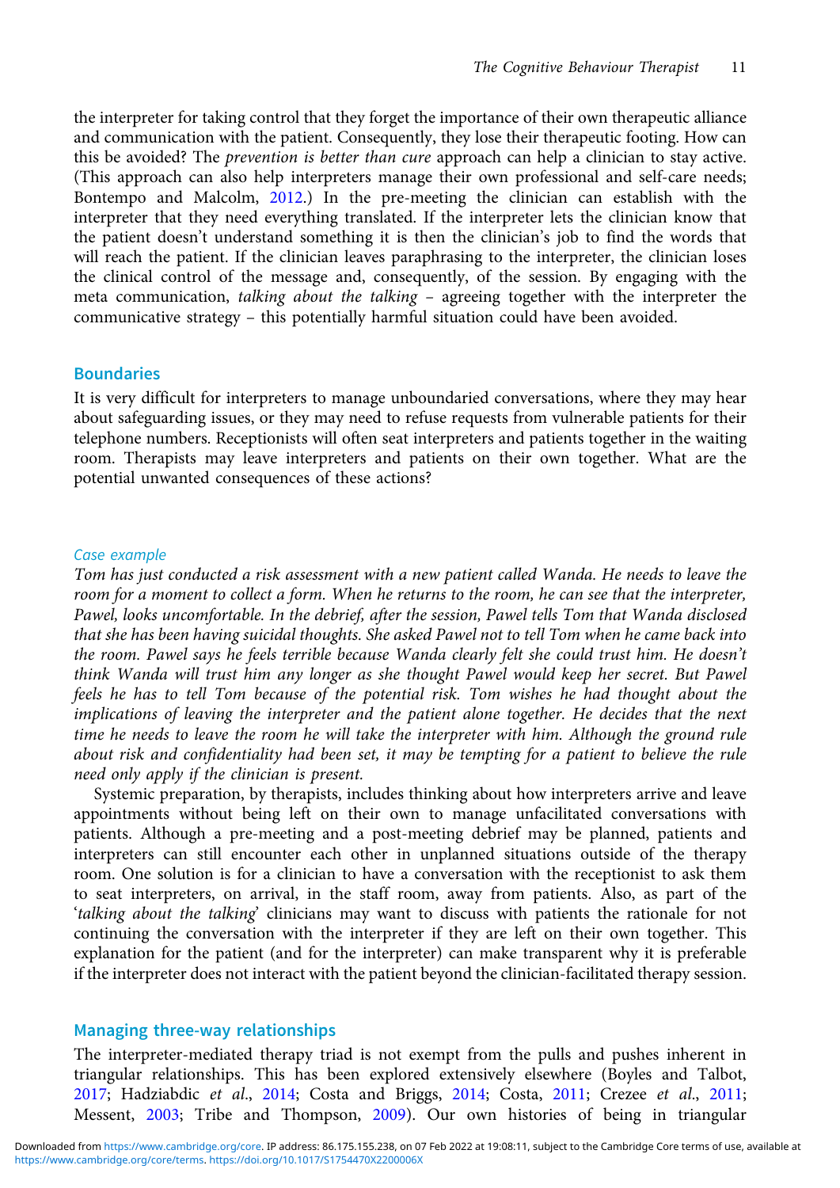the interpreter for taking control that they forget the importance of their own therapeutic alliance and communication with the patient. Consequently, they lose their therapeutic footing. How can this be avoided? The *prevention is better than cure* approach can help a clinician to stay active. (This approach can also help interpreters manage their own professional and self-care needs; Bontempo and Malcolm, 2012.) In the pre-meeting the clinician can establish with the interpreter that they need everything translated. If the interpreter lets the clinician know that the patient doesn't understand something it is then the clinician's job to find the words that will reach the patient. If the clinician leaves paraphrasing to the interpreter, the clinician loses the clinical control of the message and, consequently, of the session. By engaging with the meta communication, *talking about the talking* – agreeing together with the interpreter the communicative strategy – this potentially harmful situation could have been avoided.

## Boundaries

It is very difficult for interpreters to manage unboundaried conversations, where they may hear about safeguarding issues, or they may need to refuse requests from vulnerable patients for their telephone numbers. Receptionists will often seat interpreters and patients together in the waiting room. Therapists may leave interpreters and patients on their own together. What are the potential unwanted consequences of these actions?

### Case example

*Tom has just conducted a risk assessment with a new patient called Wanda. He needs to leave the room for a moment to collect a form. When he returns to the room, he can see that the interpreter, Pawel, looks uncomfortable. In the debrief, after the session, Pawel tells Tom that Wanda disclosed that she has been having suicidal thoughts. She asked Pawel not to tell Tom when he came back into the room. Pawel says he feels terrible because Wanda clearly felt she could trust him. He doesn't think Wanda will trust him any longer as she thought Pawel would keep her secret. But Pawel feels he has to tell Tom because of the potential risk. Tom wishes he had thought about the implications of leaving the interpreter and the patient alone together. He decides that the next time he needs to leave the room he will take the interpreter with him. Although the ground rule about risk and confidentiality had been set, it may be tempting for a patient to believe the rule need only apply if the clinician is present.*

Systemic preparation, by therapists, includes thinking about how interpreters arrive and leave appointments without being left on their own to manage unfacilitated conversations with patients. Although a pre-meeting and a post-meeting debrief may be planned, patients and interpreters can still encounter each other in unplanned situations outside of the therapy room. One solution is for a clinician to have a conversation with the receptionist to ask them to seat interpreters, on arrival, in the staff room, away from patients. Also, as part of the '*talking about the talking*' clinicians may want to discuss with patients the rationale for not continuing the conversation with the interpreter if they are left on their own together. This explanation for the patient (and for the interpreter) can make transparent why it is preferable if the interpreter does not interact with the patient beyond the clinician-facilitated therapy session.

## Managing three-way relationships

The interpreter-mediated therapy triad is not exempt from the pulls and pushes inherent in triangular relationships. This has been explored extensively elsewhere (Boyles and Talbot, 2017; Hadziabdic *et al*., 2014; Costa and Briggs, 2014; Costa, 2011; Crezee *et al*., 2011; Messent, 2003; Tribe and Thompson, 2009). Our own histories of being in triangular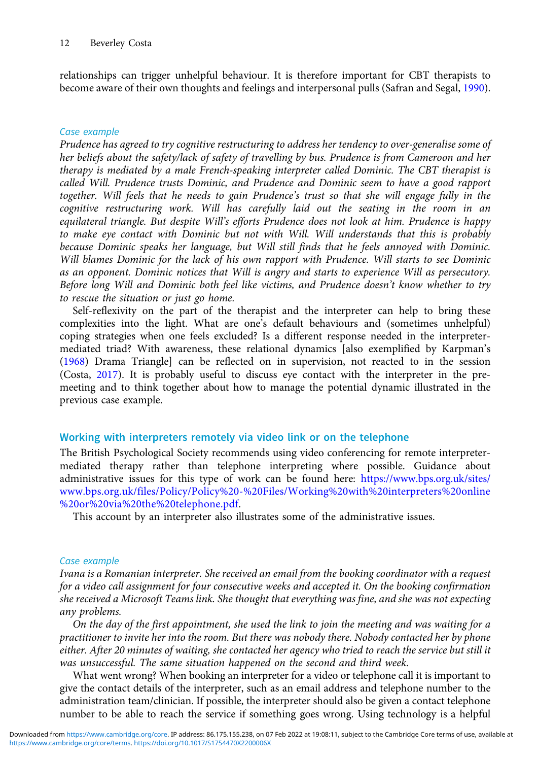relationships can trigger unhelpful behaviour. It is therefore important for CBT therapists to become aware of their own thoughts and feelings and interpersonal pulls (Safran and Segal, 1990).

*Case example*

*Prudence has agreed to try cognitive restructuring to address her tendency to over-generalise some of her beliefs about the safety/lack of safety of travelling by bus. Prudence is from Cameroon and her therapy is mediated by a male French-speaking interpreter called Dominic. The CBT therapist is called Will. Prudence trusts Dominic, and Prudence and Dominic seem to have a good rapport together. Will feels that he needs to gain Prudence's trust so that she will engage fully in the cognitive restructuring work. Will has carefully laid out the seating in the room in an equilateral triangle. But despite Will's efforts Prudence does not look at him. Prudence is happy to make eye contact with Dominic but not with Will. Will understands that this is probably because Dominic speaks her language, but Will still finds that he feels annoyed with Dominic. Will blames Dominic for the lack of his own rapport with Prudence. Will starts to see Dominic as an opponent. Dominic notices that Will is angry and starts to experience Will as persecutory. Before long Will and Dominic both feel like victims, and Prudence doesn't know whether to try to rescue the situation or just go home.*

Self-reflexivity on the part of the therapist and the interpreter can help to bring these complexities into the light. What are one's default behaviours and (sometimes unhelpful) coping strategies when one feels excluded? Is a different response needed in the interpreter-mediated triad? With awareness, these relational dynamics [also exemplified by Karpman's (1968) Drama Triangle] can be reflected on in supervision, not reacted to in the session (Costa, 2017). It is probably useful to discuss eye contact with the interpreter in the pre-meeting and to think together about how to manage the potential dynamic illustrated in the previous case example.

## Working with interpreters remotely via video link or on the telephone

The British Psychological Society recommends using video conferencing for remote interpreter-mediated therapy rather than telephone interpreting where possible. Guidance about administrative issues for this type of work can be found here: https://www.bps.org.uk/sites/www.bps.org.uk/files/Policy/Policy%20-%20Files/Working%20with%20interpreters%20online%20or%20via%20the%20telephone.pdf.

This account by an interpreter also illustrates some of the administrative issues.

*Case example*

*Ivana is a Romanian interpreter. She received an email from the booking coordinator with a request for a video call assignment for four consecutive weeks and accepted it. On the booking confirmation she received a Microsoft Teams link. She thought that everything was fine, and she was not expecting any problems.*

*On the day of the first appointment, she used the link to join the meeting and was waiting for a practitioner to invite her into the room. But there was nobody there. Nobody contacted her by phone either. After 20 minutes of waiting, she contacted her agency who tried to reach the service but still it was unsuccessful. The same situation happened on the second and third week.*

What went wrong? When booking an interpreter for a video or telephone call it is important to give the contact details of the interpreter, such as an email address and telephone number to the administration team/clinician. If possible, the interpreter should also be given a contact telephone number to be able to reach the service if something goes wrong. Using technology is a helpful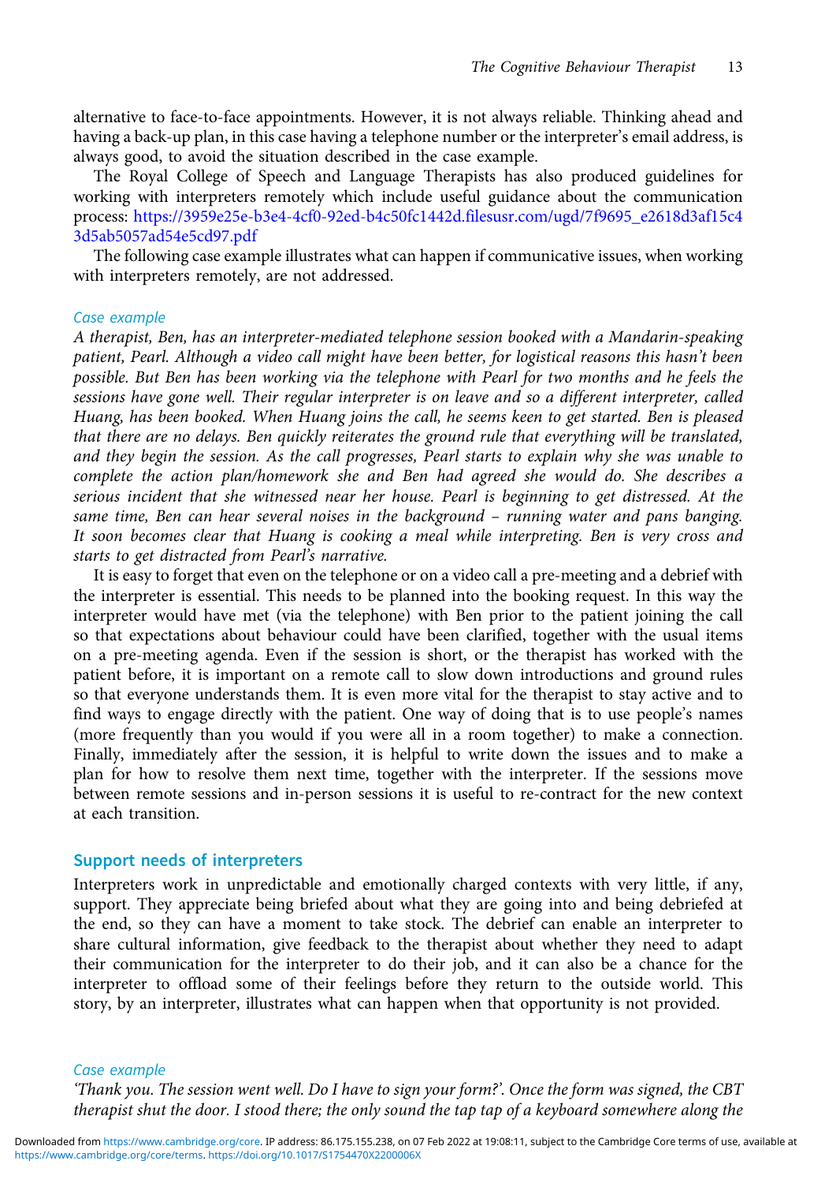alternative to face-to-face appointments. However, it is not always reliable. Thinking ahead and having a back-up plan, in this case having a telephone number or the interpreter's email address, is always good, to avoid the situation described in the case example.

The Royal College of Speech and Language Therapists has also produced guidelines for working with interpreters remotely which include useful guidance about the communication process: https://3959e25e-b3e4-4cf0-92ed-b4c50fc1442d.filesusr.com/ugd/7f9695_e2618d3af15c43d5ab5057ad54e5cd97.pdf

The following case example illustrates what can happen if communicative issues, when working with interpreters remotely, are not addressed.

*Case example*

*A therapist, Ben, has an interpreter-mediated telephone session booked with a Mandarin-speaking patient, Pearl. Although a video call might have been better, for logistical reasons this hasn't been possible. But Ben has been working via the telephone with Pearl for two months and he feels the sessions have gone well. Their regular interpreter is on leave and so a different interpreter, called Huang, has been booked. When Huang joins the call, he seems keen to get started. Ben is pleased that there are no delays. Ben quickly reiterates the ground rule that everything will be translated, and they begin the session. As the call progresses, Pearl starts to explain why she was unable to complete the action plan/homework she and Ben had agreed she would do. She describes a serious incident that she witnessed near her house. Pearl is beginning to get distressed. At the same time, Ben can hear several noises in the background – running water and pans banging. It soon becomes clear that Huang is cooking a meal while interpreting. Ben is very cross and starts to get distracted from Pearl's narrative.*

It is easy to forget that even on the telephone or on a video call a pre-meeting and a debrief with the interpreter is essential. This needs to be planned into the booking request. In this way the interpreter would have met (via the telephone) with Ben prior to the patient joining the call so that expectations about behaviour could have been clarified, together with the usual items on a pre-meeting agenda. Even if the session is short, or the therapist has worked with the patient before, it is important on a remote call to slow down introductions and ground rules so that everyone understands them. It is even more vital for the therapist to stay active and to find ways to engage directly with the patient. One way of doing that is to use people's names (more frequently than you would if you were all in a room together) to make a connection. Finally, immediately after the session, it is helpful to write down the issues and to make a plan for how to resolve them next time, together with the interpreter. If the sessions move between remote sessions and in-person sessions it is useful to re-contract for the new context at each transition.

## Support needs of interpreters

Interpreters work in unpredictable and emotionally charged contexts with very little, if any, support. They appreciate being briefed about what they are going into and being debriefed at the end, so they can have a moment to take stock. The debrief can enable an interpreter to share cultural information, give feedback to the therapist about whether they need to adapt their communication for the interpreter to do their job, and it can also be a chance for the interpreter to offload some of their feelings before they return to the outside world. This story, by an interpreter, illustrates what can happen when that opportunity is not provided.

*Case example*

*'Thank you. The session went well. Do I have to sign your form?'. Once the form was signed, the CBT therapist shut the door. I stood there; the only sound the tap tap of a keyboard somewhere along the*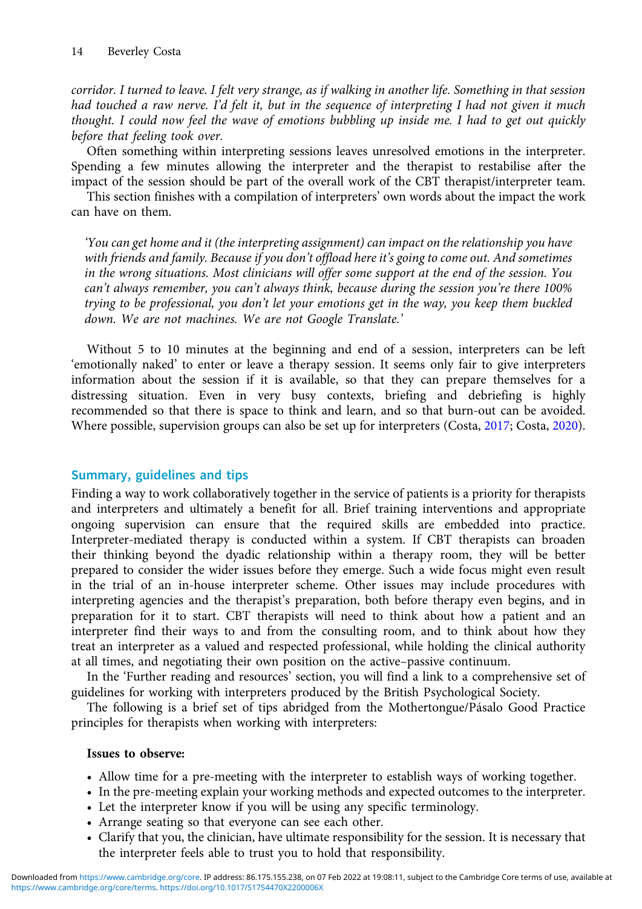*corridor. I turned to leave. I felt very strange, as if walking in another life. Something in that session had touched a raw nerve. I'd felt it, but in the sequence of interpreting I had not given it much thought. I could now feel the wave of emotions bubbling up inside me. I had to get out quickly before that feeling took over.*

Often something within interpreting sessions leaves unresolved emotions in the interpreter. Spending a few minutes allowing the interpreter and the therapist to restabilise after the impact of the session should be part of the overall work of the CBT therapist/interpreter team.

This section finishes with a compilation of interpreters' own words about the impact the work can have on them.

> *'You can get home and it (the interpreting assignment) can impact on the relationship you have with friends and family. Because if you don't offload here it's going to come out. And sometimes in the wrong situations. Most clinicians will offer some support at the end of the session. You can't always remember, you can't always think, because during the session you're there 100% trying to be professional, you don't let your emotions get in the way, you keep them buckled down. We are not machines. We are not Google Translate.'*

Without 5 to 10 minutes at the beginning and end of a session, interpreters can be left 'emotionally naked' to enter or leave a therapy session. It seems only fair to give interpreters information about the session if it is available, so that they can prepare themselves for a distressing situation. Even in very busy contexts, briefing and debriefing is highly recommended so that there is space to think and learn, and so that burn-out can be avoided. Where possible, supervision groups can also be set up for interpreters (Costa, 2017; Costa, 2020).

## Summary, guidelines and tips

Finding a way to work collaboratively together in the service of patients is a priority for therapists and interpreters and ultimately a benefit for all. Brief training interventions and appropriate ongoing supervision can ensure that the required skills are embedded into practice. Interpreter-mediated therapy is conducted within a system. If CBT therapists can broaden their thinking beyond the dyadic relationship within a therapy room, they will be better prepared to consider the wider issues before they emerge. Such a wide focus might even result in the trial of an in-house interpreter scheme. Other issues may include procedures with interpreting agencies and the therapist's preparation, both before therapy even begins, and in preparation for it to start. CBT therapists will need to think about how a patient and an interpreter find their ways to and from the consulting room, and to think about how they treat an interpreter as a valued and respected professional, while holding the clinical authority at all times, and negotiating their own position on the active–passive continuum.

In the 'Further reading and resources' section, you will find a link to a comprehensive set of guidelines for working with interpreters produced by the British Psychological Society.

The following is a brief set of tips abridged from the Mothertongue/Pásalo Good Practice principles for therapists when working with interpreters:

**Issues to observe:**

- Allow time for a pre-meeting with the interpreter to establish ways of working together.
- In the pre-meeting explain your working methods and expected outcomes to the interpreter.
- Let the interpreter know if you will be using any specific terminology.
- Arrange seating so that everyone can see each other.
- Clarify that you, the clinician, have ultimate responsibility for the session. It is necessary that the interpreter feels able to trust you to hold that responsibility.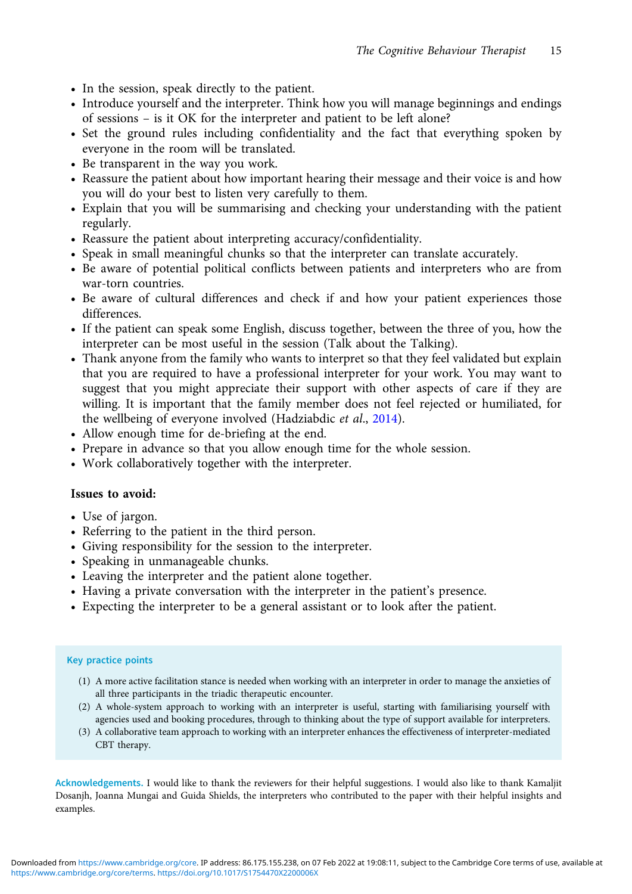- In the session, speak directly to the patient.
- Introduce yourself and the interpreter. Think how you will manage beginnings and endings of sessions – is it OK for the interpreter and patient to be left alone?
- Set the ground rules including confidentiality and the fact that everything spoken by everyone in the room will be translated.
- Be transparent in the way you work.
- Reassure the patient about how important hearing their message and their voice is and how you will do your best to listen very carefully to them.
- Explain that you will be summarising and checking your understanding with the patient regularly.
- Reassure the patient about interpreting accuracy/confidentiality.
- Speak in small meaningful chunks so that the interpreter can translate accurately.
- Be aware of potential political conflicts between patients and interpreters who are from war-torn countries.
- Be aware of cultural differences and check if and how your patient experiences those differences.
- If the patient can speak some English, discuss together, between the three of you, how the interpreter can be most useful in the session (Talk about the Talking).
- Thank anyone from the family who wants to interpret so that they feel validated but explain that you are required to have a professional interpreter for your work. You may want to suggest that you might appreciate their support with other aspects of care if they are willing. It is important that the family member does not feel rejected or humiliated, for the wellbeing of everyone involved (Hadziabdic *et al*., 2014).
- Allow enough time for de-briefing at the end.
- Prepare in advance so that you allow enough time for the whole session.
- Work collaboratively together with the interpreter.

**Issues to avoid:**

- Use of jargon.
- Referring to the patient in the third person.
- Giving responsibility for the session to the interpreter.
- Speaking in unmanageable chunks.
- Leaving the interpreter and the patient alone together.
- Having a private conversation with the interpreter in the patient's presence.
- Expecting the interpreter to be a general assistant or to look after the patient.

**Key practice points**

(1) A more active facilitation stance is needed when working with an interpreter in order to manage the anxieties of all three participants in the triadic therapeutic encounter.
(2) A whole-system approach to working with an interpreter is useful, starting with familiarising yourself with agencies used and booking procedures, through to thinking about the type of support available for interpreters.
(3) A collaborative team approach to working with an interpreter enhances the effectiveness of interpreter-mediated CBT therapy.

**Acknowledgements.** I would like to thank the reviewers for their helpful suggestions. I would also like to thank Kamaljit Dosanjh, Joanna Mungai and Guida Shields, the interpreters who contributed to the paper with their helpful insights and examples.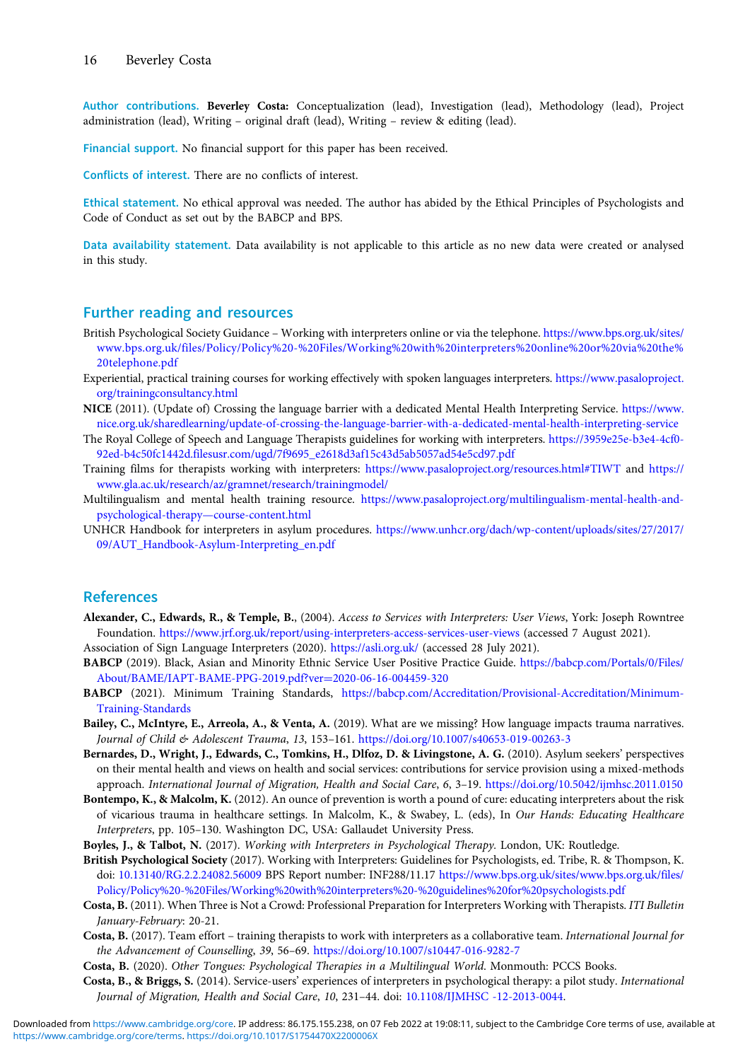**Author contributions.** **Beverley Costa:** Conceptualization (lead), Investigation (lead), Methodology (lead), Project administration (lead), Writing – original draft (lead), Writing – review & editing (lead).

**Financial support.** No financial support for this paper has been received.

**Conflicts of interest.** There are no conflicts of interest.

**Ethical statement.** No ethical approval was needed. The author has abided by the Ethical Principles of Psychologists and Code of Conduct as set out by the BABCP and BPS.

**Data availability statement.** Data availability is not applicable to this article as no new data were created or analysed in this study.

## Further reading and resources

British Psychological Society Guidance – Working with interpreters online or via the telephone. https://www.bps.org.uk/sites/www.bps.org.uk/files/Policy/Policy%20-%20Files/Working%20with%20interpreters%20online%20or%20via%20the%20telephone.pdf

Experiential, practical training courses for working effectively with spoken languages interpreters. https://www.pasaloproject.org/trainingconsultancy.html

**NICE** (2011). (Update of) Crossing the language barrier with a dedicated Mental Health Interpreting Service. https://www.nice.org.uk/sharedlearning/update-of-crossing-the-language-barrier-with-a-dedicated-mental-health-interpreting-service

The Royal College of Speech and Language Therapists guidelines for working with interpreters. https://3959e25e-b3e4-4cf0-92ed-b4c50fc1442d.filesusr.com/ugd/7f9695_e2618d3af15c43d5ab5057ad54e5cd97.pdf

Training films for therapists working with interpreters: https://www.pasaloproject.org/resources.html#TIWT and https://www.gla.ac.uk/research/az/gramnet/research/trainingmodel/

Multilingualism and mental health training resource. https://www.pasaloproject.org/multilingualism-mental-health-and-psychological-therapy—course-content.html

UNHCR Handbook for interpreters in asylum procedures. https://www.unhcr.org/dach/wp-content/uploads/sites/27/2017/09/AUT_Handbook-Asylum-Interpreting_en.pdf

## References

**Alexander, C., Edwards, R., & Temple, B.**, (2004). *Access to Services with Interpreters: User Views*, York: Joseph Rowntree Foundation. https://www.jrf.org.uk/report/using-interpreters-access-services-user-views (accessed 7 August 2021).

Association of Sign Language Interpreters (2020). https://asli.org.uk/ (accessed 28 July 2021).

**BABCP** (2019). Black, Asian and Minority Ethnic Service User Positive Practice Guide. https://babcp.com/Portals/0/Files/About/BAME/IAPT-BAME-PPG-2019.pdf?ver=2020-06-16-004459-320

**BABCP** (2021). Minimum Training Standards, https://babcp.com/Accreditation/Provisional-Accreditation/Minimum-Training-Standards

**Bailey, C., McIntyre, E., Arreola, A., & Venta, A.** (2019). What are we missing? How language impacts trauma narratives. *Journal of Child & Adolescent Trauma*, *13*, 153–161. https://doi.org/10.1007/s40653-019-00263-3

**Bernardes, D., Wright, J., Edwards, C., Tomkins, H., Dlfoz, D. & Livingstone, A. G.** (2010). Asylum seekers' perspectives on their mental health and views on health and social services: contributions for service provision using a mixed-methods approach. *International Journal of Migration, Health and Social Care*, *6*, 3–19. https://doi.org/10.5042/ijmhsc.2011.0150

**Bontempo, K., & Malcolm, K.** (2012). An ounce of prevention is worth a pound of cure: educating interpreters about the risk of vicarious trauma in healthcare settings. In Malcolm, K., & Swabey, L. (eds), In *Our Hands: Educating Healthcare Interpreters*, pp. 105–130. Washington DC, USA: Gallaudet University Press.

**Boyles, J., & Talbot, N.** (2017). *Working with Interpreters in Psychological Therapy*. London, UK: Routledge.

**British Psychological Society** (2017). Working with Interpreters: Guidelines for Psychologists, ed. Tribe, R. & Thompson, K. doi: 10.13140/RG.2.2.24082.56009 BPS Report number: INF288/11.17 https://www.bps.org.uk/sites/www.bps.org.uk/files/Policy/Policy%20-%20Files/Working%20with%20interpreters%20-%20guidelines%20for%20psychologists.pdf

**Costa, B.** (2011). When Three is Not a Crowd: Professional Preparation for Interpreters Working with Therapists. *ITI Bulletin January-February*: 20-21.

**Costa, B.** (2017). Team effort – training therapists to work with interpreters as a collaborative team. *International Journal for the Advancement of Counselling*, *39*, 56–69. https://doi.org/10.1007/s10447-016-9282-7

**Costa, B.** (2020). *Other Tongues: Psychological Therapies in a Multilingual World*. Monmouth: PCCS Books.

**Costa, B., & Briggs, S.** (2014). Service-users' experiences of interpreters in psychological therapy: a pilot study. *International Journal of Migration, Health and Social Care*, *10*, 231–44. doi: 10.1108/IJMHSC -12-2013-0044.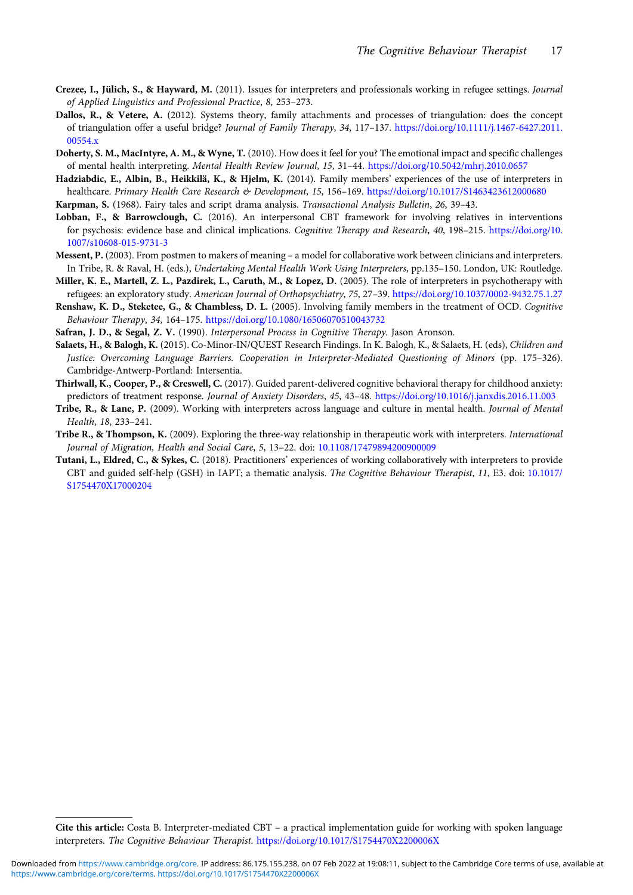**Crezee, I., Jülich, S., & Hayward, M.** (2011). Issues for interpreters and professionals working in refugee settings. *Journal of Applied Linguistics and Professional Practice*, *8*, 253–273.

**Dallos, R., & Vetere, A.** (2012). Systems theory, family attachments and processes of triangulation: does the concept of triangulation offer a useful bridge? *Journal of Family Therapy*, *34*, 117–137. https://doi.org/10.1111/j.1467-6427.2011.00554.x

**Doherty, S. M., MacIntyre, A. M., & Wyne, T.** (2010). How does it feel for you? The emotional impact and specific challenges of mental health interpreting. *Mental Health Review Journal*, *15*, 31–44. https://doi.org/10.5042/mhrj.2010.0657

**Hadziabdic, E., Albin, B., Heikkilä, K., & Hjelm, K.** (2014). Family members' experiences of the use of interpreters in healthcare. *Primary Health Care Research & Development*, *15*, 156–169. https://doi.org/10.1017/S1463423612000680

**Karpman, S.** (1968). Fairy tales and script drama analysis. *Transactional Analysis Bulletin*, *26*, 39–43.

**Lobban, F., & Barrowclough, C.** (2016). An interpersonal CBT framework for involving relatives in interventions for psychosis: evidence base and clinical implications. *Cognitive Therapy and Research*, *40*, 198–215. https://doi.org/10.1007/s10608-015-9731-3

**Messent, P.** (2003). From postmen to makers of meaning – a model for collaborative work between clinicians and interpreters. In Tribe, R. & Raval, H. (eds.), *Undertaking Mental Health Work Using Interpreters*, pp.135–150. London, UK: Routledge.

**Miller, K. E., Martell, Z. L., Pazdirek, L., Caruth, M., & Lopez, D.** (2005). The role of interpreters in psychotherapy with refugees: an exploratory study. *American Journal of Orthopsychiatry*, *75*, 27–39. https://doi.org/10.1037/0002-9432.75.1.27

**Renshaw, K. D., Steketee, G., & Chambless, D. L.** (2005). Involving family members in the treatment of OCD. *Cognitive Behaviour Therapy*, *34*, 164–175. https://doi.org/10.1080/16506070510043732

**Safran, J. D., & Segal, Z. V.** (1990). *Interpersonal Process in Cognitive Therapy.* Jason Aronson.

**Salaets, H., & Balogh, K.** (2015). Co-Minor-IN/QUEST Research Findings. In K. Balogh, K., & Salaets, H. (eds), *Children and Justice: Overcoming Language Barriers. Cooperation in Interpreter-Mediated Questioning of Minors* (pp. 175–326). Cambridge-Antwerp-Portland: Intersentia.

**Thirlwall, K., Cooper, P., & Creswell, C.** (2017). Guided parent-delivered cognitive behavioral therapy for childhood anxiety: predictors of treatment response. *Journal of Anxiety Disorders*, *45*, 43–48. https://doi.org/10.1016/j.janxdis.2016.11.003

**Tribe, R., & Lane, P.** (2009). Working with interpreters across language and culture in mental health. *Journal of Mental Health*, *18*, 233–241.

**Tribe R., & Thompson, K.** (2009). Exploring the three-way relationship in therapeutic work with interpreters. *International Journal of Migration, Health and Social Care*, *5*, 13–22. doi: 10.1108/17479894200900009

**Tutani, L., Eldred, C., & Sykes, C.** (2018). Practitioners' experiences of working collaboratively with interpreters to provide CBT and guided self-help (GSH) in IAPT; a thematic analysis. *The Cognitive Behaviour Therapist*, *11*, E3. doi: 10.1017/S1754470X17000204

**Cite this article:** Costa B. Interpreter-mediated CBT – a practical implementation guide for working with spoken language interpreters. *The Cognitive Behaviour Therapist.* https://doi.org/10.1017/S1754470X2200006X